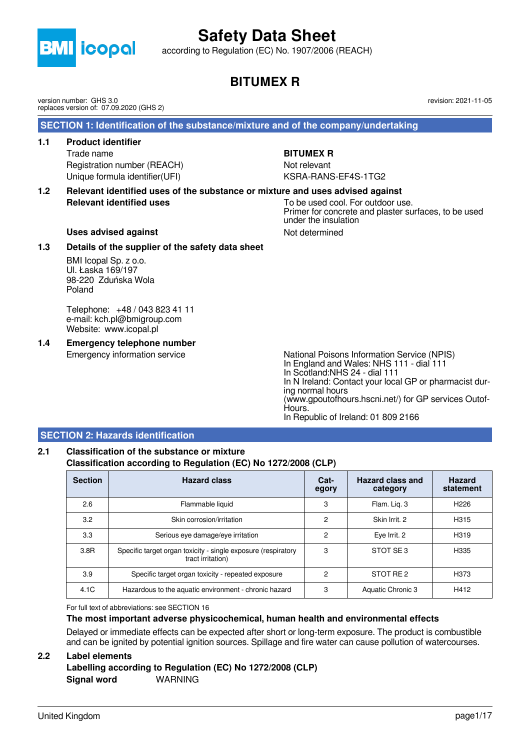# Safety Data Sheet

according to Regulation (EC) No. 1907/2006 (REACH)

## BITUMEX R

version number: GHS 3.0
replaces version of: 07.09.2020 (GHS 2)

revision: 2021-11-05

## SECTION 1: Identification of the substance/mixture and of the company/undertaking

### 1.1 Product identifier

| | |
|---|---|
| Trade name | **BITUMEX R** |
| Registration number (REACH) | Not relevant |
| Unique formula identifier(UFI) | KSRA-RANS-EF4S-1TG2 |

### 1.2 Relevant identified uses of the substance or mixture and uses advised against

| | |
|---|---|
| **Relevant identified uses** | To be used cool. For outdoor use. Primer for concrete and plaster surfaces, to be used under the insulation |
| **Uses advised against** | Not determined |

### 1.3 Details of the supplier of the safety data sheet

BMI Icopal Sp. z o.o.
Ul. Łaska 169/197
98-220 Zduńska Wola
Poland

Telephone: +48 / 043 823 41 11
e-mail: kch.pl@bmigroup.com
Website: www.icopal.pl

### 1.4 Emergency telephone number

Emergency information service

National Poisons Information Service (NPIS)
In England and Wales: NHS 111 - dial 111
In Scotland:NHS 24 - dial 111
In N Ireland: Contact your local GP or pharmacist during normal hours
(www.gpoutofhours.hscni.net/) for GP services Outof-Hours.
In Republic of Ireland: 01 809 2166

## SECTION 2: Hazards identification

### 2.1 Classification of the substance or mixture

**Classification according to Regulation (EC) No 1272/2008 (CLP)**

| Section | Hazard class | Category | Hazard class and category | Hazard statement |
|---|---|---|---|---|
| 2.6 | Flammable liquid | 3 | Flam. Liq. 3 | H226 |
| 3.2 | Skin corrosion/irritation | 2 | Skin Irrit. 2 | H315 |
| 3.3 | Serious eye damage/eye irritation | 2 | Eye Irrit. 2 | H319 |
| 3.8R | Specific target organ toxicity - single exposure (respiratory tract irritation) | 3 | STOT SE 3 | H335 |
| 3.9 | Specific target organ toxicity - repeated exposure | 2 | STOT RE 2 | H373 |
| 4.1C | Hazardous to the aquatic environment - chronic hazard | 3 | Aquatic Chronic 3 | H412 |

For full text of abbreviations: see SECTION 16

**The most important adverse physicochemical, human health and environmental effects**

Delayed or immediate effects can be expected after short or long-term exposure. The product is combustible and can be ignited by potential ignition sources. Spillage and fire water can cause pollution of watercourses.

### 2.2 Label elements

**Labelling according to Regulation (EC) No 1272/2008 (CLP)**

**Signal word** WARNING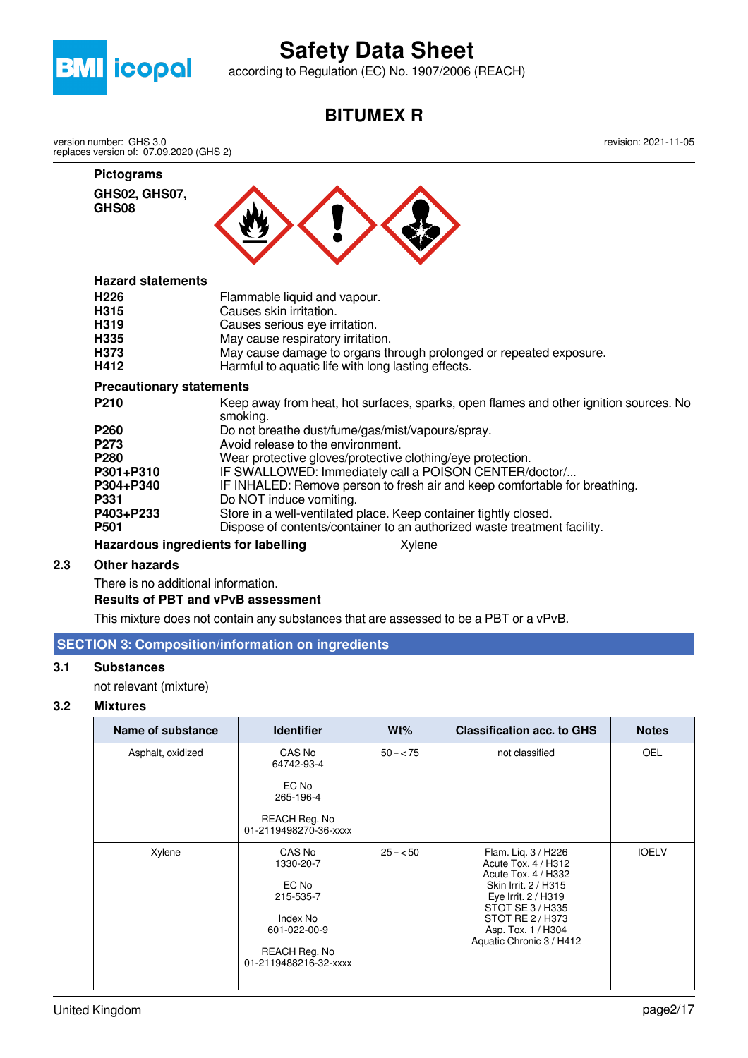**Pictograms**

**GHS02, GHS07, GHS08**

**Hazard statements**

| | |
|---|---|
| **H226** | Flammable liquid and vapour. |
| **H315** | Causes skin irritation. |
| **H319** | Causes serious eye irritation. |
| **H335** | May cause respiratory irritation. |
| **H373** | May cause damage to organs through prolonged or repeated exposure. |
| **H412** | Harmful to aquatic life with long lasting effects. |

**Precautionary statements**

| | |
|---|---|
| **P210** | Keep away from heat, hot surfaces, sparks, open flames and other ignition sources. No smoking. |
| **P260** | Do not breathe dust/fume/gas/mist/vapours/spray. |
| **P273** | Avoid release to the environment. |
| **P280** | Wear protective gloves/protective clothing/eye protection. |
| **P301+P310** | IF SWALLOWED: Immediately call a POISON CENTER/doctor/... |
| **P304+P340** | IF INHALED: Remove person to fresh air and keep comfortable for breathing. |
| **P331** | Do NOT induce vomiting. |
| **P403+P233** | Store in a well-ventilated place. Keep container tightly closed. |
| **P501** | Dispose of contents/container to an authorized waste treatment facility. |

**Hazardous ingredients for labelling** Xylene

### 2.3 Other hazards

There is no additional information.

**Results of PBT and vPvB assessment**

This mixture does not contain any substances that are assessed to be a PBT or a vPvB.

## SECTION 3: Composition/information on ingredients

### 3.1 Substances

not relevant (mixture)

### 3.2 Mixtures

| Name of substance | Identifier | Wt% | Classification acc. to GHS | Notes |
|---|---|---|---|---|
| Asphalt, oxidized | CAS No 64742-93-4<br><br>EC No 265-196-4<br><br>REACH Reg. No 01-2119498270-36-xxxx | 50 – < 75 | not classified | OEL |
| Xylene | CAS No 1330-20-7<br><br>EC No 215-535-7<br><br>Index No 601-022-00-9<br><br>REACH Reg. No 01-2119488216-32-xxxx | 25 – < 50 | Flam. Liq. 3 / H226<br>Acute Tox. 4 / H312<br>Acute Tox. 4 / H332<br>Skin Irrit. 2 / H315<br>Eye Irrit. 2 / H319<br>STOT SE 3 / H335<br>STOT RE 2 / H373<br>Asp. Tox. 1 / H304<br>Aquatic Chronic 3 / H412 | IOELV |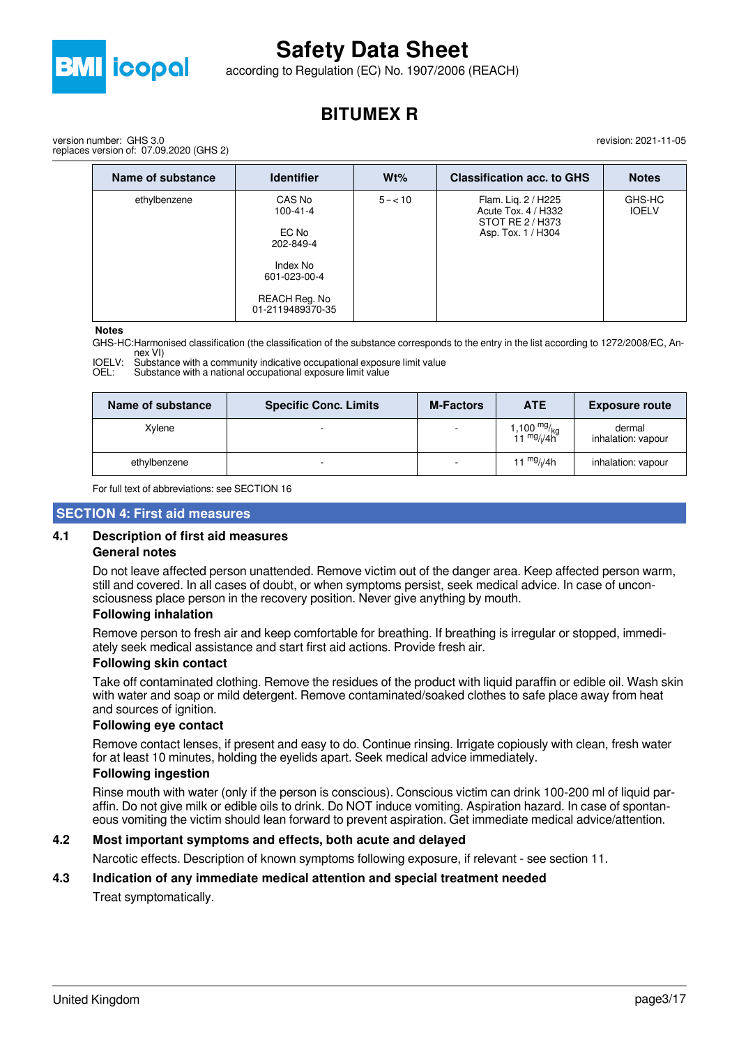| Name of substance | Identifier | Wt% | Classification acc. to GHS | Notes |
|---|---|---|---|---|
| ethylbenzene | CAS No<br>100-41-4<br><br>EC No<br>202-849-4<br><br>Index No<br>601-023-00-4<br><br>REACH Reg. No<br>01-2119489370-35 | 5 – < 10 | Flam. Liq. 2 / H225<br>Acute Tox. 4 / H332<br>STOT RE 2 / H373<br>Asp. Tox. 1 / H304 | GHS-HC<br>IOELV |

**Notes**

GHS-HC: Harmonised classification (the classification of the substance corresponds to the entry in the list according to 1272/2008/EC, Annex VI)
IOELV: Substance with a community indicative occupational exposure limit value
OEL: Substance with a national occupational exposure limit value

| Name of substance | Specific Conc. Limits | M-Factors | ATE | Exposure route |
|---|---|---|---|---|
| Xylene | - | - | 1,100 $^{mg}/_{kg}$<br>11 $^{mg}/_{l}/4h$ | dermal<br>inhalation: vapour |
| ethylbenzene | - | - | 11 $^{mg}/_{l}/4h$ | inhalation: vapour |

For full text of abbreviations: see SECTION 16

## SECTION 4: First aid measures

### 4.1 Description of first aid measures

**General notes**

Do not leave affected person unattended. Remove victim out of the danger area. Keep affected person warm, still and covered. In all cases of doubt, or when symptoms persist, seek medical advice. In case of unconsciousness place person in the recovery position. Never give anything by mouth.

**Following inhalation**

Remove person to fresh air and keep comfortable for breathing. If breathing is irregular or stopped, immediately seek medical assistance and start first aid actions. Provide fresh air.

**Following skin contact**

Take off contaminated clothing. Remove the residues of the product with liquid paraffin or edible oil. Wash skin with water and soap or mild detergent. Remove contaminated/soaked clothes to safe place away from heat and sources of ignition.

**Following eye contact**

Remove contact lenses, if present and easy to do. Continue rinsing. Irrigate copiously with clean, fresh water for at least 10 minutes, holding the eyelids apart. Seek medical advice immediately.

**Following ingestion**

Rinse mouth with water (only if the person is conscious). Conscious victim can drink 100-200 ml of liquid paraffin. Do not give milk or edible oils to drink. Do NOT induce vomiting. Aspiration hazard. In case of spontaneous vomiting the victim should lean forward to prevent aspiration. Get immediate medical advice/attention.

### 4.2 Most important symptoms and effects, both acute and delayed

Narcotic effects. Description of known symptoms following exposure, if relevant - see section 11.

### 4.3 Indication of any immediate medical attention and special treatment needed

Treat symptomatically.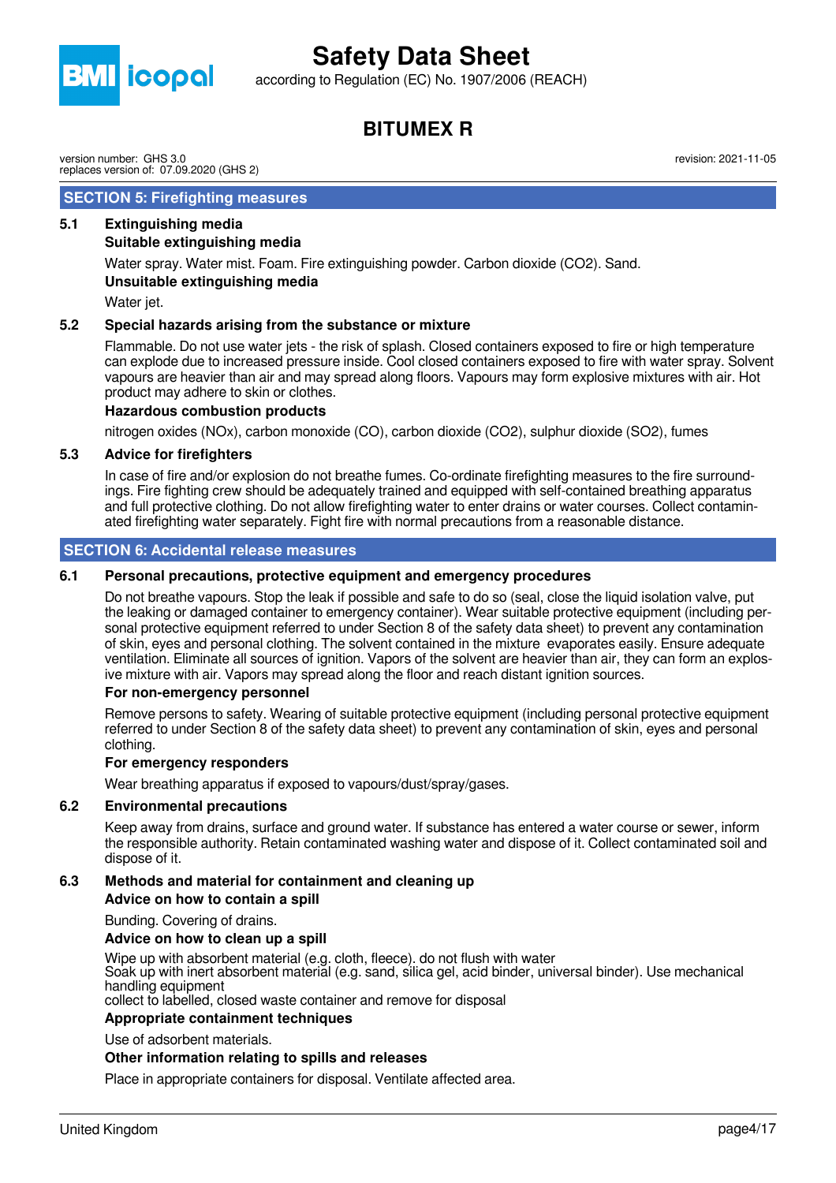## SECTION 5: Firefighting measures

### 5.1 Extinguishing media

**Suitable extinguishing media**

Water spray. Water mist. Foam. Fire extinguishing powder. Carbon dioxide ($CO_2$). Sand.

**Unsuitable extinguishing media**

Water jet.

### 5.2 Special hazards arising from the substance or mixture

Flammable. Do not use water jets - the risk of splash. Closed containers exposed to fire or high temperature can explode due to increased pressure inside. Cool closed containers exposed to fire with water spray. Solvent vapours are heavier than air and may spread along floors. Vapours may form explosive mixtures with air. Hot product may adhere to skin or clothes.

**Hazardous combustion products**

nitrogen oxides (NOx), carbon monoxide (CO), carbon dioxide ($CO_2$), sulphur dioxide ($SO_2$), fumes

### 5.3 Advice for firefighters

In case of fire and/or explosion do not breathe fumes. Co-ordinate firefighting measures to the fire surroundings. Fire fighting crew should be adequately trained and equipped with self-contained breathing apparatus and full protective clothing. Do not allow firefighting water to enter drains or water courses. Collect contaminated firefighting water separately. Fight fire with normal precautions from a reasonable distance.

## SECTION 6: Accidental release measures

### 6.1 Personal precautions, protective equipment and emergency procedures

Do not breathe vapours. Stop the leak if possible and safe to do so (seal, close the liquid isolation valve, put the leaking or damaged container to emergency container). Wear suitable protective equipment (including personal protective equipment referred to under Section 8 of the safety data sheet) to prevent any contamination of skin, eyes and personal clothing. The solvent contained in the mixture evaporates easily. Ensure adequate ventilation. Eliminate all sources of ignition. Vapors of the solvent are heavier than air, they can form an explosive mixture with air. Vapors may spread along the floor and reach distant ignition sources.

**For non-emergency personnel**

Remove persons to safety. Wearing of suitable protective equipment (including personal protective equipment referred to under Section 8 of the safety data sheet) to prevent any contamination of skin, eyes and personal clothing.

**For emergency responders**

Wear breathing apparatus if exposed to vapours/dust/spray/gases.

### 6.2 Environmental precautions

Keep away from drains, surface and ground water. If substance has entered a water course or sewer, inform the responsible authority. Retain contaminated washing water and dispose of it. Collect contaminated soil and dispose of it.

### 6.3 Methods and material for containment and cleaning up

**Advice on how to contain a spill**

Bunding. Covering of drains.

**Advice on how to clean up a spill**

Wipe up with absorbent material (e.g. cloth, fleece). do not flush with water
Soak up with inert absorbent material (e.g. sand, silica gel, acid binder, universal binder). Use mechanical handling equipment
collect to labelled, closed waste container and remove for disposal

**Appropriate containment techniques**

Use of adsorbent materials.

**Other information relating to spills and releases**

Place in appropriate containers for disposal. Ventilate affected area.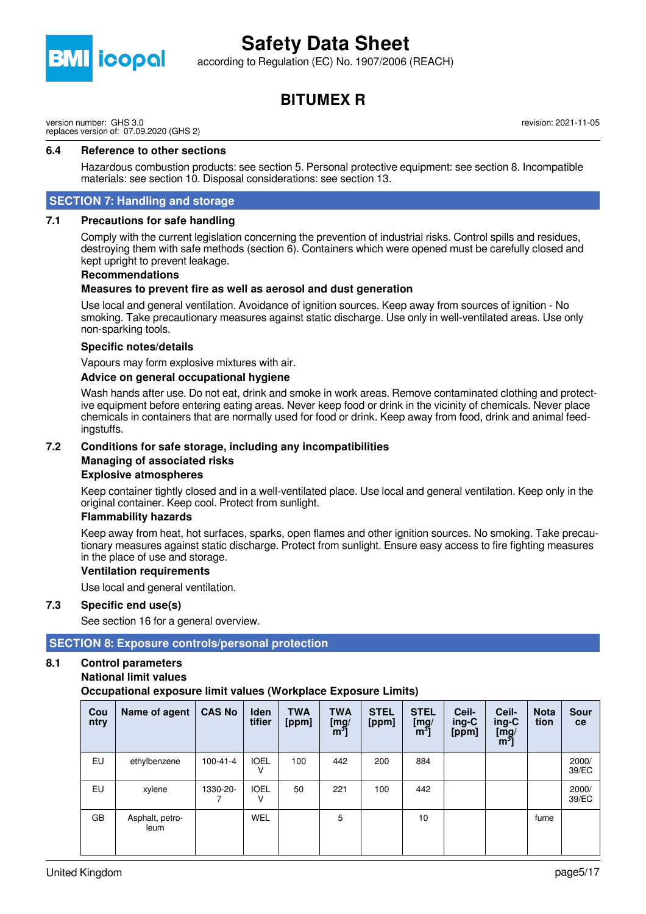### 6.4 Reference to other sections

Hazardous combustion products: see section 5. Personal protective equipment: see section 8. Incompatible materials: see section 10. Disposal considerations: see section 13.

## SECTION 7: Handling and storage

### 7.1 Precautions for safe handling

Comply with the current legislation concerning the prevention of industrial risks. Control spills and residues, destroying them with safe methods (section 6). Containers which were opened must be carefully closed and kept upright to prevent leakage.

**Recommendations**

**Measures to prevent fire as well as aerosol and dust generation**

Use local and general ventilation. Avoidance of ignition sources. Keep away from sources of ignition - No smoking. Take precautionary measures against static discharge. Use only in well-ventilated areas. Use only non-sparking tools.

**Specific notes/details**

Vapours may form explosive mixtures with air.

**Advice on general occupational hygiene**

Wash hands after use. Do not eat, drink and smoke in work areas. Remove contaminated clothing and protective equipment before entering eating areas. Never keep food or drink in the vicinity of chemicals. Never place chemicals in containers that are normally used for food or drink. Keep away from food, drink and animal feedingstuffs.

### 7.2 Conditions for safe storage, including any incompatibilities

**Managing of associated risks**

**Explosive atmospheres**

Keep container tightly closed and in a well-ventilated place. Use local and general ventilation. Keep only in the original container. Keep cool. Protect from sunlight.

**Flammability hazards**

Keep away from heat, hot surfaces, sparks, open flames and other ignition sources. No smoking. Take precautionary measures against static discharge. Protect from sunlight. Ensure easy access to fire fighting measures in the place of use and storage.

**Ventilation requirements**

Use local and general ventilation.

### 7.3 Specific end use(s)

See section 16 for a general overview.

## SECTION 8: Exposure controls/personal protection

### 8.1 Control parameters

**National limit values**

**Occupational exposure limit values (Workplace Exposure Limits)**

| Country | Name of agent | CAS No | Identifier | TWA [ppm] | TWA [mg/m³] | STEL [ppm] | STEL [mg/m³] | Ceiling-C [ppm] | Ceiling-C [mg/m³] | Notation | Source |
|---|---|---|---|---|---|---|---|---|---|---|---|
| EU | ethylbenzene | 100-41-4 | IOELV | 100 | 442 | 200 | 884 | | | | 2000/39/EC |
| EU | xylene | 1330-20-7 | IOELV | 50 | 221 | 100 | 442 | | | | 2000/39/EC |
| GB | Asphalt, petroleum | | WEL | | 5 | | 10 | | | fume | |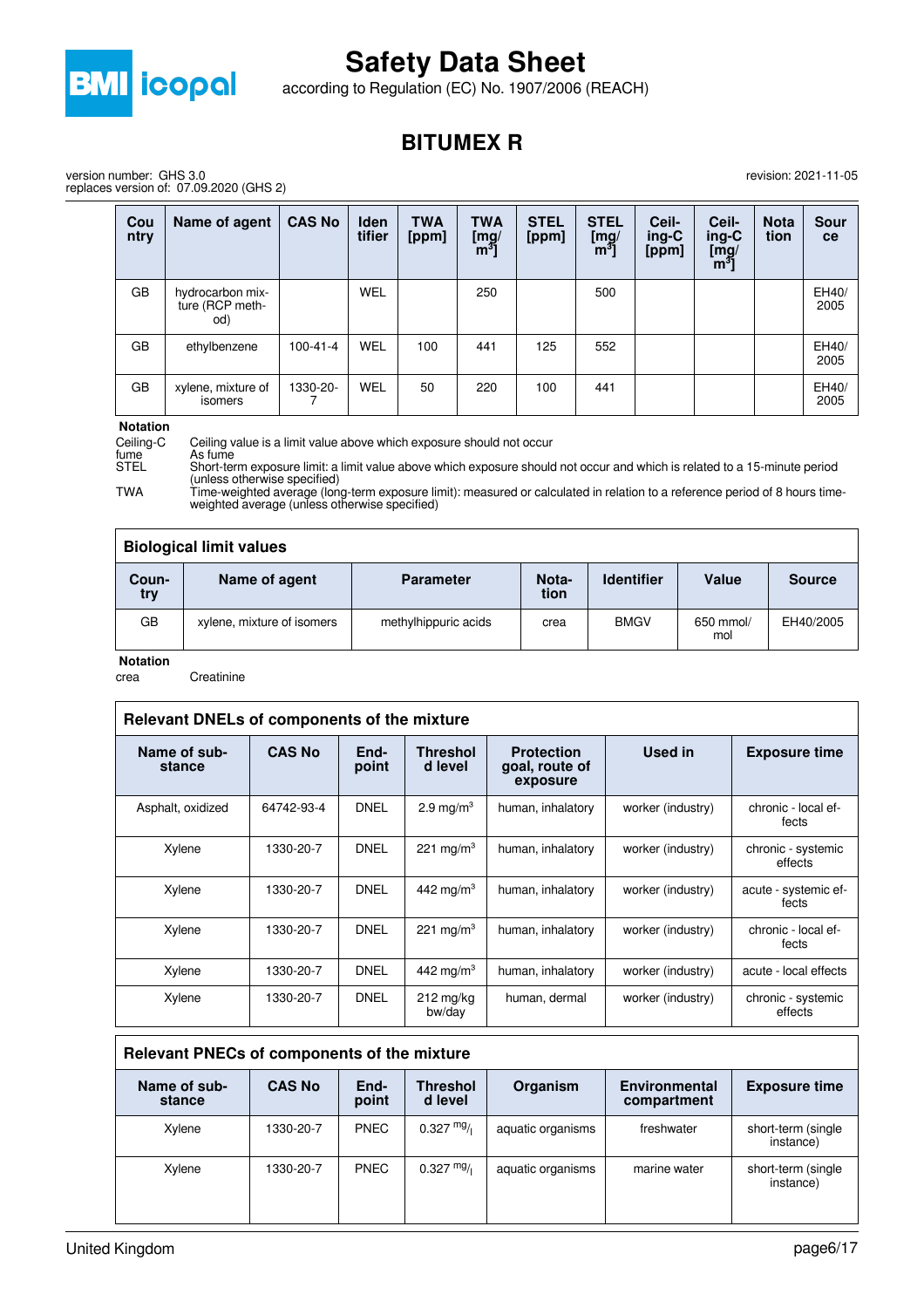| Country | Name of agent | CAS No | Identifier | TWA [ppm] | TWA [mg/m³] | STEL [ppm] | STEL [mg/m³] | Ceiling-C [ppm] | Ceiling-C [mg/m³] | Notation | Source |
|---|---|---|---|---|---|---|---|---|---|---|---|
| GB | hydrocarbon mixture (RCP method) | | WEL | | 250 | | 500 | | | | EH40/2005 |
| GB | ethylbenzene | 100-41-4 | WEL | 100 | 441 | 125 | 552 | | | | EH40/2005 |
| GB | xylene, mixture of isomers | 1330-20-7 | WEL | 50 | 220 | 100 | 441 | | | | EH40/2005 |

**Notation**

Ceiling-C Ceiling value is a limit value above which exposure should not occur

fume As fume

STEL Short-term exposure limit: a limit value above which exposure should not occur and which is related to a 15-minute period (unless otherwise specified)

TWA Time-weighted average (long-term exposure limit): measured or calculated in relation to a reference period of 8 hours time-weighted average (unless otherwise specified)

**Biological limit values**

| Country | Name of agent | Parameter | Notation | Identifier | Value | Source |
|---|---|---|---|---|---|---|
| GB | xylene, mixture of isomers | methylhippuric acids | crea | BMGV | 650 mmol/mol | EH40/2005 |

**Notation**

crea Creatinine

**Relevant DNELs of components of the mixture**

| Name of substance | CAS No | Endpoint | Threshold level | Protection goal, route of exposure | Used in | Exposure time |
|---|---|---|---|---|---|---|
| Asphalt, oxidized | 64742-93-4 | DNEL | 2.9 mg/m³ | human, inhalatory | worker (industry) | chronic - local effects |
| Xylene | 1330-20-7 | DNEL | 221 mg/m³ | human, inhalatory | worker (industry) | chronic - systemic effects |
| Xylene | 1330-20-7 | DNEL | 442 mg/m³ | human, inhalatory | worker (industry) | acute - systemic effects |
| Xylene | 1330-20-7 | DNEL | 221 mg/m³ | human, inhalatory | worker (industry) | chronic - local effects |
| Xylene | 1330-20-7 | DNEL | 442 mg/m³ | human, inhalatory | worker (industry) | acute - local effects |
| Xylene | 1330-20-7 | DNEL | 212 mg/kg bw/day | human, dermal | worker (industry) | chronic - systemic effects |

**Relevant PNECs of components of the mixture**

| Name of substance | CAS No | Endpoint | Threshold level | Organism | Environmental compartment | Exposure time |
|---|---|---|---|---|---|---|
| Xylene | 1330-20-7 | PNEC | 0.327 mg/l | aquatic organisms | freshwater | short-term (single instance) |
| Xylene | 1330-20-7 | PNEC | 0.327 mg/l | aquatic organisms | marine water | short-term (single instance) |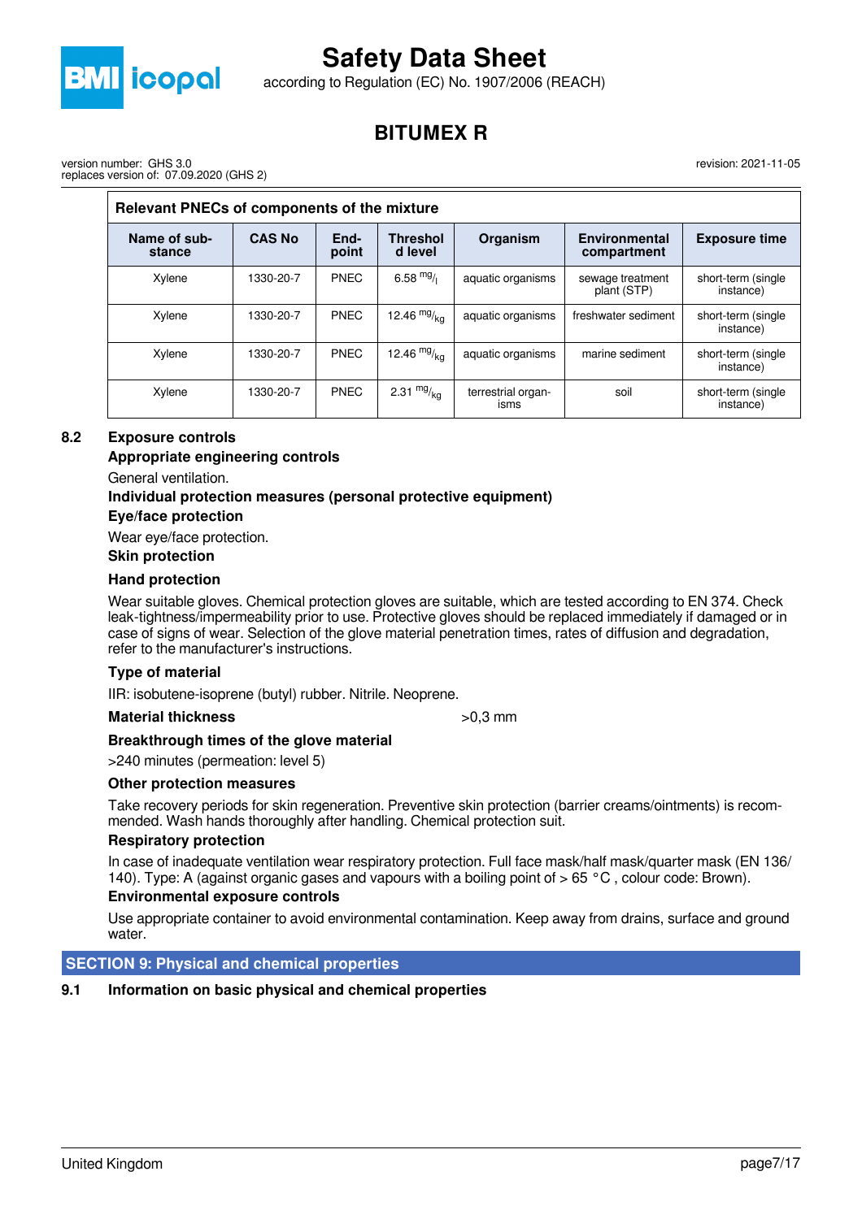| Relevant PNECs of components of the mixture | | | | | | |
|---|---|---|---|---|---|---|
| **Name of substance** | **CAS No** | **End-point** | **Threshold level** | **Organism** | **Environmental compartment** | **Exposure time** |
| Xylene | 1330-20-7 | PNEC | 6.58 $^{mg}/_{l}$ | aquatic organisms | sewage treatment plant (STP) | short-term (single instance) |
| Xylene | 1330-20-7 | PNEC | 12.46 $^{mg}/_{kg}$ | aquatic organisms | freshwater sediment | short-term (single instance) |
| Xylene | 1330-20-7 | PNEC | 12.46 $^{mg}/_{kg}$ | aquatic organisms | marine sediment | short-term (single instance) |
| Xylene | 1330-20-7 | PNEC | 2.31 $^{mg}/_{kg}$ | terrestrial organisms | soil | short-term (single instance) |

### 8.2 Exposure controls

**Appropriate engineering controls**

General ventilation.

**Individual protection measures (personal protective equipment)**

**Eye/face protection**

Wear eye/face protection.

**Skin protection**

**Hand protection**

Wear suitable gloves. Chemical protection gloves are suitable, which are tested according to EN 374. Check leak-tightness/impermeability prior to use. Protective gloves should be replaced immediately if damaged or in case of signs of wear. Selection of the glove material penetration times, rates of diffusion and degradation, refer to the manufacturer's instructions.

**Type of material**

IIR: isobutene-isoprene (butyl) rubber. Nitrile. Neoprene.

**Material thickness** >0,3 mm

**Breakthrough times of the glove material**

>240 minutes (permeation: level 5)

**Other protection measures**

Take recovery periods for skin regeneration. Preventive skin protection (barrier creams/ointments) is recommended. Wash hands thoroughly after handling. Chemical protection suit.

**Respiratory protection**

In case of inadequate ventilation wear respiratory protection. Full face mask/half mask/quarter mask (EN 136/ 140). Type: A (against organic gases and vapours with a boiling point of > 65 °C , colour code: Brown).

**Environmental exposure controls**

Use appropriate container to avoid environmental contamination. Keep away from drains, surface and ground water.

## SECTION 9: Physical and chemical properties

### 9.1 Information on basic physical and chemical properties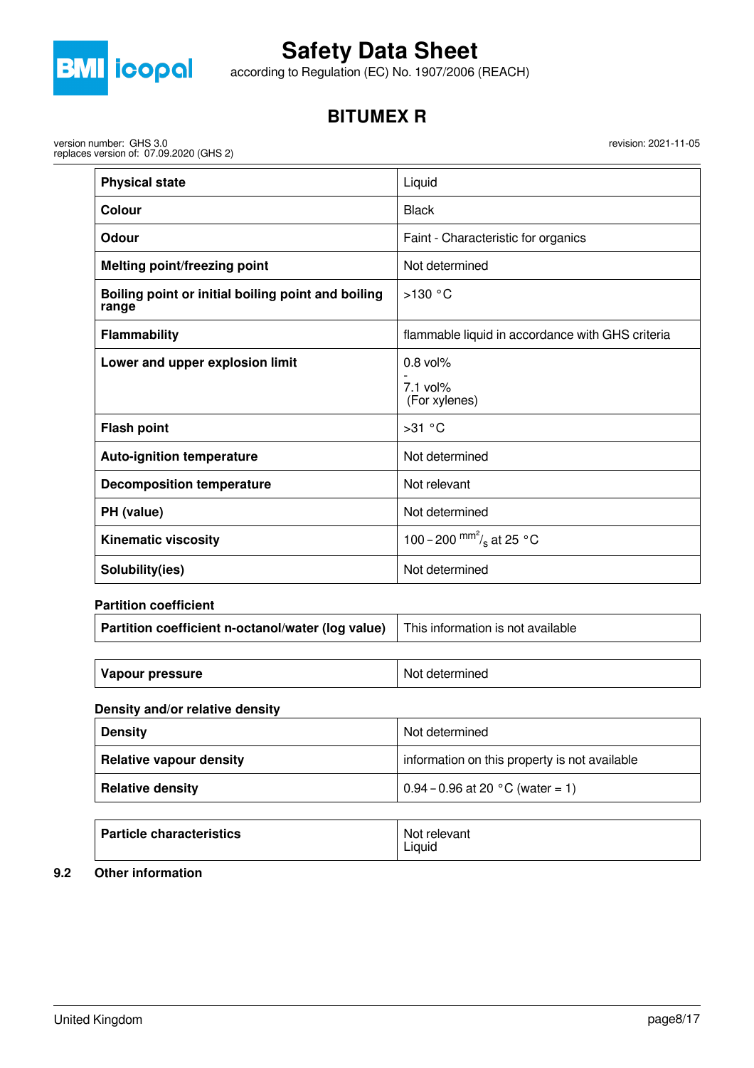| | |
|---|---|
| **Physical state** | Liquid |
| **Colour** | Black |
| **Odour** | Faint - Characteristic for organics |
| **Melting point/freezing point** | Not determined |
| **Boiling point or initial boiling point and boiling range** | >130 °C |
| **Flammability** | flammable liquid in accordance with GHS criteria |
| **Lower and upper explosion limit** | 0.8 vol% - 7.1 vol% (For xylenes) |
| **Flash point** | >31 °C |
| **Auto-ignition temperature** | Not determined |
| **Decomposition temperature** | Not relevant |
| **PH (value)** | Not determined |
| **Kinematic viscosity** | 100 – 200 $^{mm^2}/_s$ at 25 °C |
| **Solubility(ies)** | Not determined |

**Partition coefficient**

| | |
|---|---|
| **Partition coefficient n-octanol/water (log value)** | This information is not available |

| | |
|---|---|
| **Vapour pressure** | Not determined |

**Density and/or relative density**

| | |
|---|---|
| **Density** | Not determined |
| **Relative vapour density** | information on this property is not available |
| **Relative density** | 0.94 – 0.96 at 20 °C (water = 1) |

| | |
|---|---|
| **Particle characteristics** | Not relevant Liquid |

**9.2 Other information**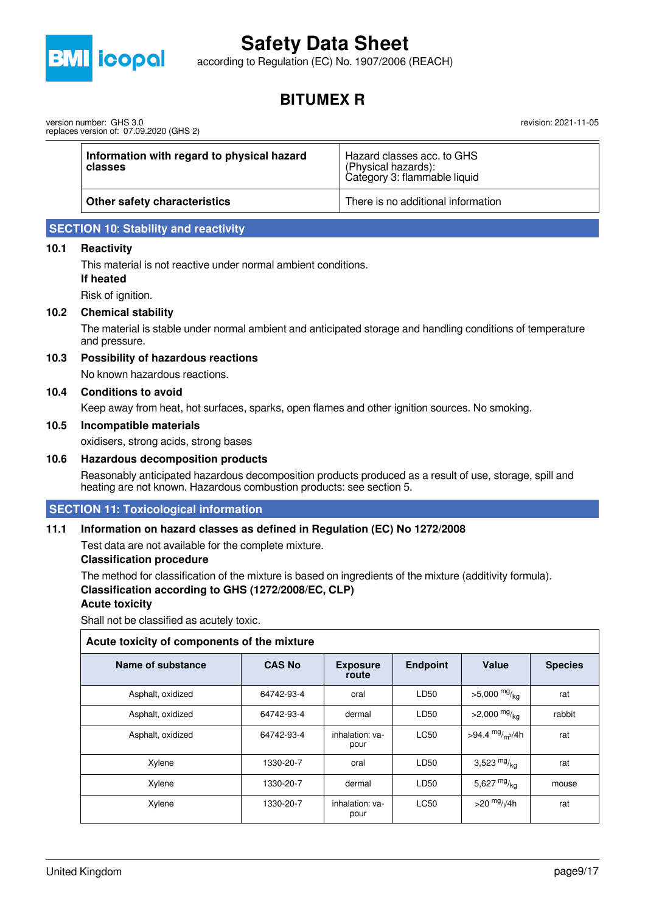| Information with regard to physical hazard classes | Hazard classes acc. to GHS (Physical hazards): Category 3: flammable liquid |
|---|---|
| **Other safety characteristics** | There is no additional information |

## SECTION 10: Stability and reactivity

**10.1 Reactivity**

This material is not reactive under normal ambient conditions.

**If heated**

Risk of ignition.

**10.2 Chemical stability**

The material is stable under normal ambient and anticipated storage and handling conditions of temperature and pressure.

**10.3 Possibility of hazardous reactions**

No known hazardous reactions.

**10.4 Conditions to avoid**

Keep away from heat, hot surfaces, sparks, open flames and other ignition sources. No smoking.

**10.5 Incompatible materials**

oxidisers, strong acids, strong bases

**10.6 Hazardous decomposition products**

Reasonably anticipated hazardous decomposition products produced as a result of use, storage, spill and heating are not known. Hazardous combustion products: see section 5.

## SECTION 11: Toxicological information

**11.1 Information on hazard classes as defined in Regulation (EC) No 1272/2008**

Test data are not available for the complete mixture.

**Classification procedure**

The method for classification of the mixture is based on ingredients of the mixture (additivity formula).

**Classification according to GHS (1272/2008/EC, CLP)**

**Acute toxicity**

Shall not be classified as acutely toxic.

**Acute toxicity of components of the mixture**

| Name of substance | CAS No | Exposure route | Endpoint | Value | Species |
|---|---|---|---|---|---|
| Asphalt, oxidized | 64742-93-4 | oral | LD50 | >5,000 $^{mg}/_{kg}$ | rat |
| Asphalt, oxidized | 64742-93-4 | dermal | LD50 | >2,000 $^{mg}/_{kg}$ | rabbit |
| Asphalt, oxidized | 64742-93-4 | inhalation: vapour | LC50 | >94.4 $^{mg}/_{m^3}$/4h | rat |
| Xylene | 1330-20-7 | oral | LD50 | 3,523 $^{mg}/_{kg}$ | rat |
| Xylene | 1330-20-7 | dermal | LD50 | 5,627 $^{mg}/_{kg}$ | mouse |
| Xylene | 1330-20-7 | inhalation: vapour | LC50 | >20 $^{mg}/_{l}$/4h | rat |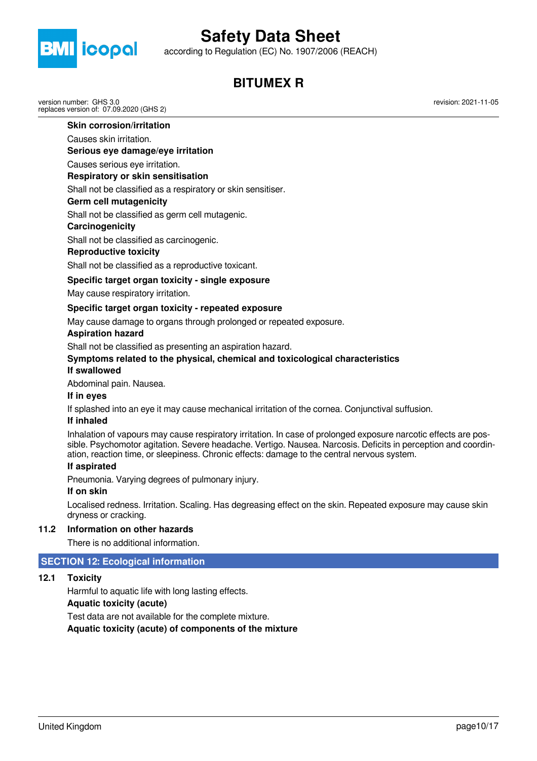**Skin corrosion/irritation**

Causes skin irritation.

**Serious eye damage/eye irritation**

Causes serious eye irritation.

**Respiratory or skin sensitisation**

Shall not be classified as a respiratory or skin sensitiser.

**Germ cell mutagenicity**

Shall not be classified as germ cell mutagenic.

**Carcinogenicity**

Shall not be classified as carcinogenic.

**Reproductive toxicity**

Shall not be classified as a reproductive toxicant.

**Specific target organ toxicity - single exposure**

May cause respiratory irritation.

**Specific target organ toxicity - repeated exposure**

May cause damage to organs through prolonged or repeated exposure.

**Aspiration hazard**

Shall not be classified as presenting an aspiration hazard.

**Symptoms related to the physical, chemical and toxicological characteristics**

**If swallowed**

Abdominal pain. Nausea.

**If in eyes**

If splashed into an eye it may cause mechanical irritation of the cornea. Conjunctival suffusion.

**If inhaled**

Inhalation of vapours may cause respiratory irritation. In case of prolonged exposure narcotic effects are possible. Psychomotor agitation. Severe headache. Vertigo. Nausea. Narcosis. Deficits in perception and coordination, reaction time, or sleepiness. Chronic effects: damage to the central nervous system.

**If aspirated**

Pneumonia. Varying degrees of pulmonary injury.

**If on skin**

Localised redness. Irritation. Scaling. Has degreasing effect on the skin. Repeated exposure may cause skin dryness or cracking.

### 11.2 Information on other hazards

There is no additional information.

## SECTION 12: Ecological information

### 12.1 Toxicity

Harmful to aquatic life with long lasting effects.

**Aquatic toxicity (acute)**

Test data are not available for the complete mixture.

**Aquatic toxicity (acute) of components of the mixture**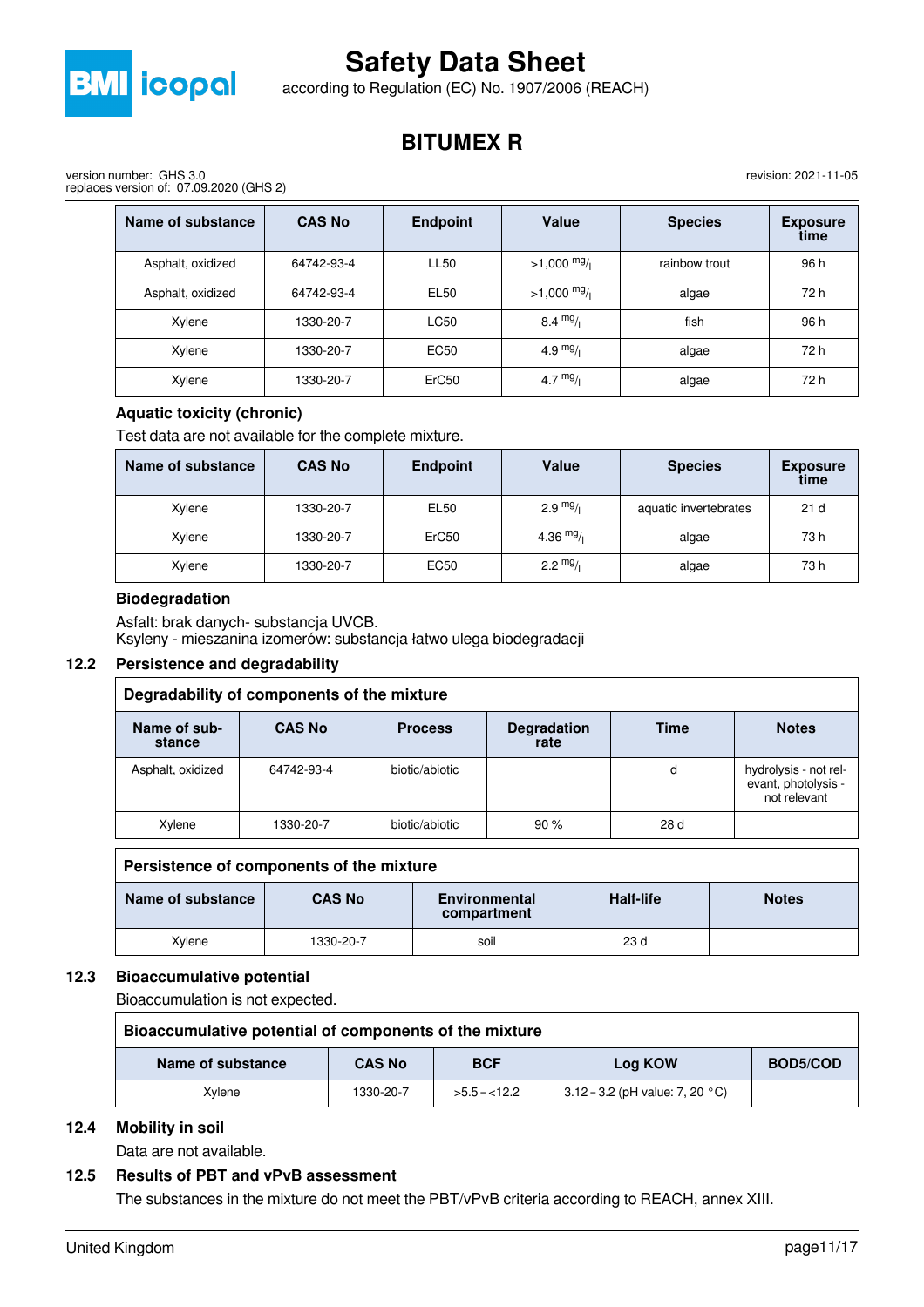| Name of substance | CAS No | Endpoint | Value | Species | Exposure time |
|---|---|---|---|---|---|
| Asphalt, oxidized | 64742-93-4 | LL50 | >1,000 $^{mg}/_{l}$ | rainbow trout | 96 h |
| Asphalt, oxidized | 64742-93-4 | EL50 | >1,000 $^{mg}/_{l}$ | algae | 72 h |
| Xylene | 1330-20-7 | LC50 | 8.4 $^{mg}/_{l}$ | fish | 96 h |
| Xylene | 1330-20-7 | EC50 | 4.9 $^{mg}/_{l}$ | algae | 72 h |
| Xylene | 1330-20-7 | ErC50 | 4.7 $^{mg}/_{l}$ | algae | 72 h |

### Aquatic toxicity (chronic)

Test data are not available for the complete mixture.

| Name of substance | CAS No | Endpoint | Value | Species | Exposure time |
|---|---|---|---|---|---|
| Xylene | 1330-20-7 | EL50 | 2.9 $^{mg}/_{l}$ | aquatic invertebrates | 21 d |
| Xylene | 1330-20-7 | ErC50 | 4.36 $^{mg}/_{l}$ | algae | 73 h |
| Xylene | 1330-20-7 | EC50 | 2.2 $^{mg}/_{l}$ | algae | 73 h |

### Biodegradation

Asfalt: brak danych- substancja UVCB.
Ksyleny - mieszanina izomerów: substancja łatwo ulega biodegradacji

## 12.2 Persistence and degradability

**Degradability of components of the mixture**

| Name of substance | CAS No | Process | Degradation rate | Time | Notes |
|---|---|---|---|---|---|
| Asphalt, oxidized | 64742-93-4 | biotic/abiotic | | d | hydrolysis - not relevant, photolysis - not relevant |
| Xylene | 1330-20-7 | biotic/abiotic | 90 % | 28 d | |

**Persistence of components of the mixture**

| Name of substance | CAS No | Environmental compartment | Half-life | Notes |
|---|---|---|---|---|
| Xylene | 1330-20-7 | soil | 23 d | |

## 12.3 Bioaccumulative potential

Bioaccumulation is not expected.

**Bioaccumulative potential of components of the mixture**

| Name of substance | CAS No | BCF | Log KOW | BOD5/COD |
|---|---|---|---|---|
| Xylene | 1330-20-7 | >5.5 – <12.2 | 3.12 – 3.2 (pH value: 7, 20 °C) | |

## 12.4 Mobility in soil

Data are not available.

## 12.5 Results of PBT and vPvB assessment

The substances in the mixture do not meet the PBT/vPvB criteria according to REACH, annex XIII.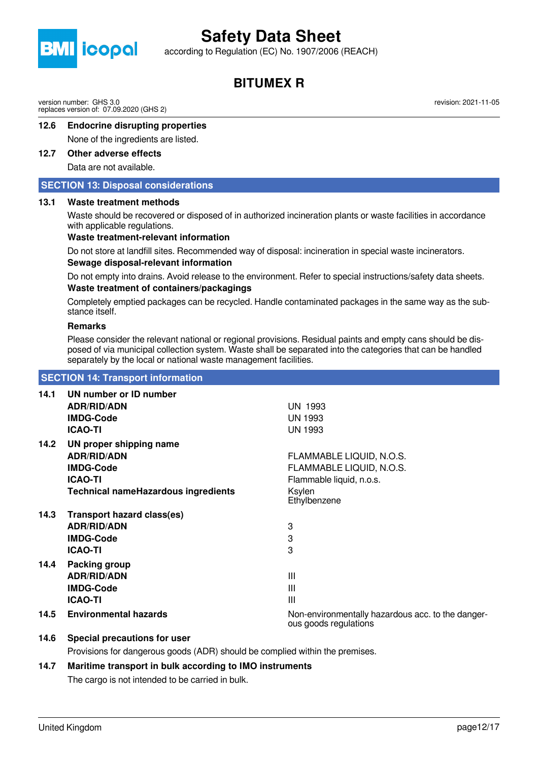### 12.6 Endocrine disrupting properties

None of the ingredients are listed.

### 12.7 Other adverse effects

Data are not available.

## SECTION 13: Disposal considerations

### 13.1 Waste treatment methods

Waste should be recovered or disposed of in authorized incineration plants or waste facilities in accordance with applicable regulations.

**Waste treatment-relevant information**

Do not store at landfill sites. Recommended way of disposal: incineration in special waste incinerators.

**Sewage disposal-relevant information**

Do not empty into drains. Avoid release to the environment. Refer to special instructions/safety data sheets.

**Waste treatment of containers/packagings**

Completely emptied packages can be recycled. Handle contaminated packages in the same way as the substance itself.

**Remarks**

Please consider the relevant national or regional provisions. Residual paints and empty cans should be disposed of via municipal collection system. Waste shall be separated into the categories that can be handled separately by the local or national waste management facilities.

## SECTION 14: Transport information

### 14.1 UN number or ID number

| | |
|---|---|
| **ADR/RID/ADN** | UN 1993 |
| **IMDG-Code** | UN 1993 |
| **ICAO-TI** | UN 1993 |

### 14.2 UN proper shipping name

| | |
|---|---|
| **ADR/RID/ADN** | FLAMMABLE LIQUID, N.O.S. |
| **IMDG-Code** | FLAMMABLE LIQUID, N.O.S. |
| **ICAO-TI** | Flammable liquid, n.o.s. |
| **Technical nameHazardous ingredients** | Ksylen<br>Ethylbenzene |

### 14.3 Transport hazard class(es)

| | |
|---|---|
| **ADR/RID/ADN** | 3 |
| **IMDG-Code** | 3 |
| **ICAO-TI** | 3 |

### 14.4 Packing group

| | |
|---|---|
| **ADR/RID/ADN** | III |
| **IMDG-Code** | III |
| **ICAO-TI** | III |

### 14.5 Environmental hazards

Non-environmentally hazardous acc. to the dangerous goods regulations

### 14.6 Special precautions for user

Provisions for dangerous goods (ADR) should be complied within the premises.

### 14.7 Maritime transport in bulk according to IMO instruments

The cargo is not intended to be carried in bulk.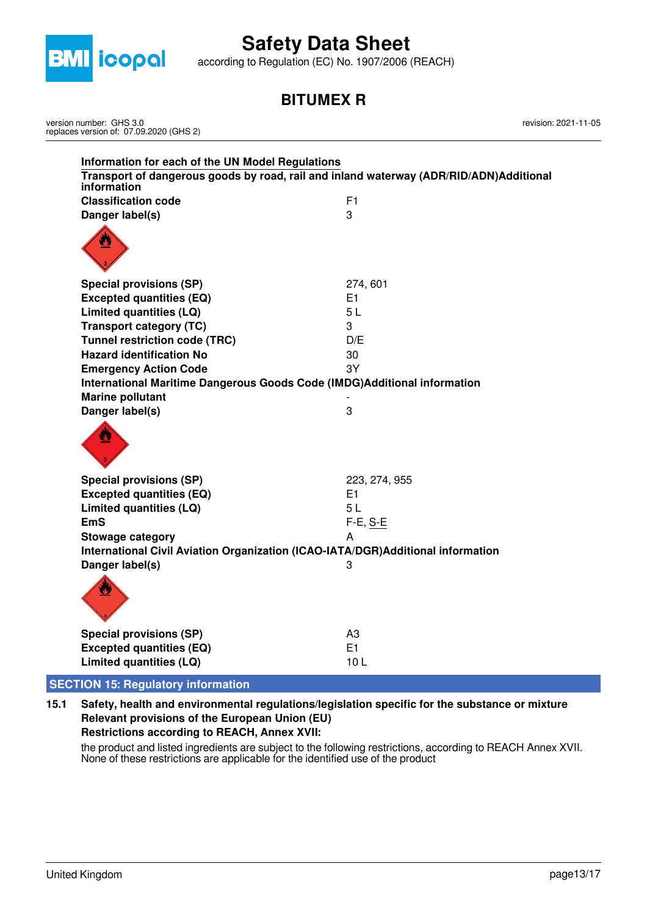**Information for each of the UN Model Regulations**

**Transport of dangerous goods by road, rail and inland waterway (ADR/RID/ADN)Additional information**

| | |
|---|---|
| **Classification code** | F1 |
| **Danger label(s)** | 3 |
| **Special provisions (SP)** | 274, 601 |
| **Excepted quantities (EQ)** | E1 |
| **Limited quantities (LQ)** | 5 L |
| **Transport category (TC)** | 3 |
| **Tunnel restriction code (TRC)** | D/E |
| **Hazard identification No** | 30 |
| **Emergency Action Code** | 3Y |

**International Maritime Dangerous Goods Code (IMDG)Additional information**

| | |
|---|---|
| **Marine pollutant** | - |
| **Danger label(s)** | 3 |
| **Special provisions (SP)** | 223, 274, 955 |
| **Excepted quantities (EQ)** | E1 |
| **Limited quantities (LQ)** | 5 L |
| **EmS** | F-E, S-E |
| **Stowage category** | A |

**International Civil Aviation Organization (ICAO-IATA/DGR)Additional information**

| | |
|---|---|
| **Danger label(s)** | 3 |
| **Special provisions (SP)** | A3 |
| **Excepted quantities (EQ)** | E1 |
| **Limited quantities (LQ)** | 10 L |

## SECTION 15: Regulatory information

**15.1 Safety, health and environmental regulations/legislation specific for the substance or mixture**

**Relevant provisions of the European Union (EU)**

**Restrictions according to REACH, Annex XVII:**

the product and listed ingredients are subject to the following restrictions, according to REACH Annex XVII. None of these restrictions are applicable for the identified use of the product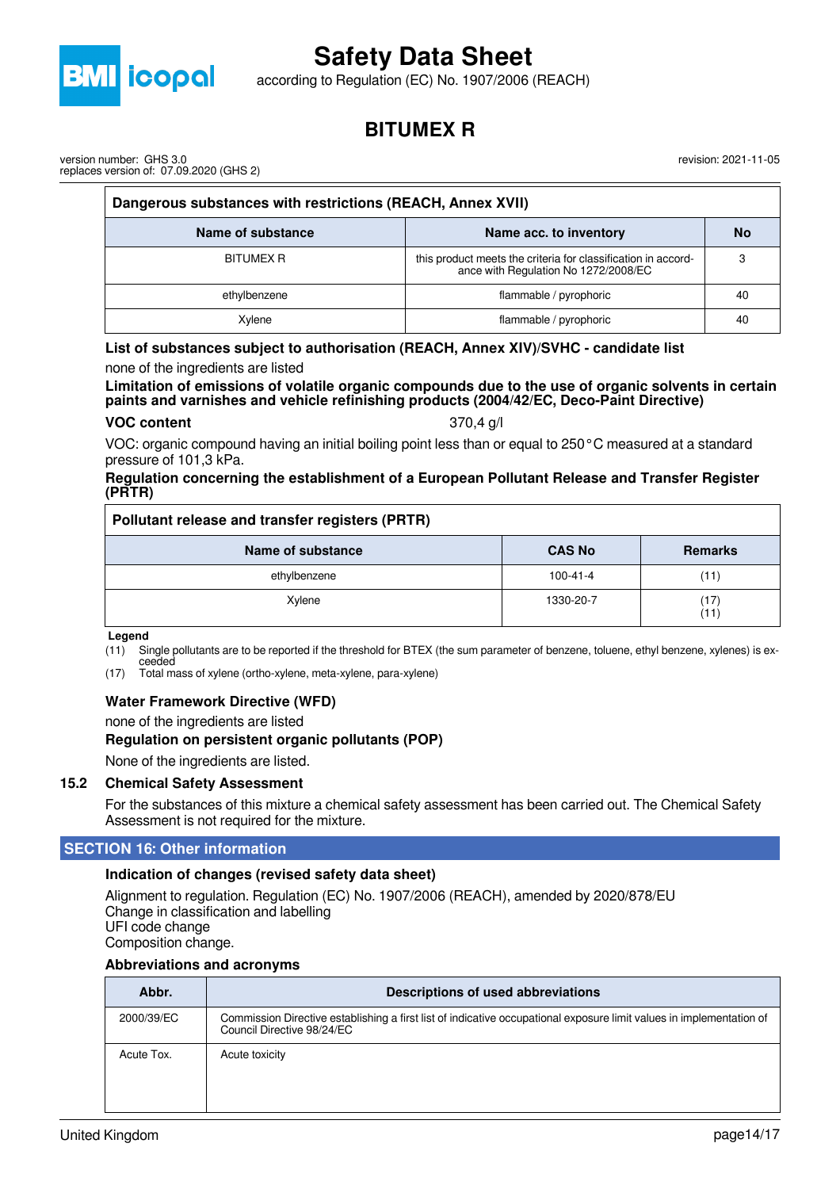| Dangerous substances with restrictions (REACH, Annex XVII) | | |
|---|---|---|
| **Name of substance** | **Name acc. to inventory** | **No** |
| BITUMEX R | this product meets the criteria for classification in accordance with Regulation No 1272/2008/EC | 3 |
| ethylbenzene | flammable / pyrophoric | 40 |
| Xylene | flammable / pyrophoric | 40 |

**List of substances subject to authorisation (REACH, Annex XIV)/SVHC - candidate list**

none of the ingredients are listed

**Limitation of emissions of volatile organic compounds due to the use of organic solvents in certain paints and varnishes and vehicle refinishing products (2004/42/EC, Deco-Paint Directive)**

**VOC content** 370,4 g/l

VOC: organic compound having an initial boiling point less than or equal to 250 °C measured at a standard pressure of 101,3 kPa.

**Regulation concerning the establishment of a European Pollutant Release and Transfer Register (PRTR)**

| Pollutant release and transfer registers (PRTR) | | |
|---|---|---|
| **Name of substance** | **CAS No** | **Remarks** |
| ethylbenzene | 100-41-4 | (11) |
| Xylene | 1330-20-7 | (17)<br>(11) |

**Legend**

(11) Single pollutants are to be reported if the threshold for BTEX (the sum parameter of benzene, toluene, ethyl benzene, xylenes) is exceeded

(17) Total mass of xylene (ortho-xylene, meta-xylene, para-xylene)

**Water Framework Directive (WFD)**

none of the ingredients are listed

**Regulation on persistent organic pollutants (POP)**

None of the ingredients are listed.

### 15.2 Chemical Safety Assessment

For the substances of this mixture a chemical safety assessment has been carried out. The Chemical Safety Assessment is not required for the mixture.

## SECTION 16: Other information

**Indication of changes (revised safety data sheet)**

Alignment to regulation. Regulation (EC) No. 1907/2006 (REACH), amended by 2020/878/EU
Change in classification and labelling
UFI code change
Composition change.

**Abbreviations and acronyms**

| Abbr. | Descriptions of used abbreviations |
|---|---|
| 2000/39/EC | Commission Directive establishing a first list of indicative occupational exposure limit values in implementation of Council Directive 98/24/EC |
| Acute Tox. | Acute toxicity |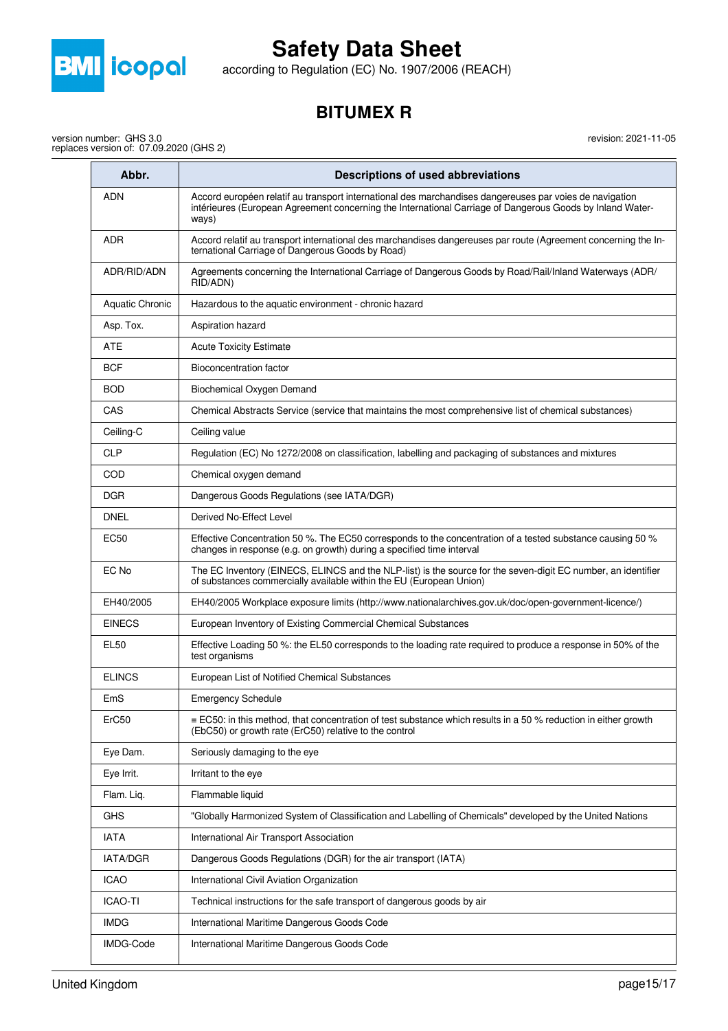| Abbr. | Descriptions of used abbreviations |
|---|---|
| ADN | Accord européen relatif au transport international des marchandises dangereuses par voies de navigation intérieures (European Agreement concerning the International Carriage of Dangerous Goods by Inland Waterways) |
| ADR | Accord relatif au transport international des marchandises dangereuses par route (Agreement concerning the International Carriage of Dangerous Goods by Road) |
| ADR/RID/ADN | Agreements concerning the International Carriage of Dangerous Goods by Road/Rail/Inland Waterways (ADR/RID/ADN) |
| Aquatic Chronic | Hazardous to the aquatic environment - chronic hazard |
| Asp. Tox. | Aspiration hazard |
| ATE | Acute Toxicity Estimate |
| BCF | Bioconcentration factor |
| BOD | Biochemical Oxygen Demand |
| CAS | Chemical Abstracts Service (service that maintains the most comprehensive list of chemical substances) |
| Ceiling-C | Ceiling value |
| CLP | Regulation (EC) No 1272/2008 on classification, labelling and packaging of substances and mixtures |
| COD | Chemical oxygen demand |
| DGR | Dangerous Goods Regulations (see IATA/DGR) |
| DNEL | Derived No-Effect Level |
| EC50 | Effective Concentration 50 %. The EC50 corresponds to the concentration of a tested substance causing 50 % changes in response (e.g. on growth) during a specified time interval |
| EC No | The EC Inventory (EINECS, ELINCS and the NLP-list) is the source for the seven-digit EC number, an identifier of substances commercially available within the EU (European Union) |
| EH40/2005 | EH40/2005 Workplace exposure limits (http://www.nationalarchives.gov.uk/doc/open-government-licence/) |
| EINECS | European Inventory of Existing Commercial Chemical Substances |
| EL50 | Effective Loading 50 %: the EL50 corresponds to the loading rate required to produce a response in 50% of the test organisms |
| ELINCS | European List of Notified Chemical Substances |
| EmS | Emergency Schedule |
| ErC50 | ≡ EC50: in this method, that concentration of test substance which results in a 50 % reduction in either growth (EbC50) or growth rate (ErC50) relative to the control |
| Eye Dam. | Seriously damaging to the eye |
| Eye Irrit. | Irritant to the eye |
| Flam. Liq. | Flammable liquid |
| GHS | "Globally Harmonized System of Classification and Labelling of Chemicals" developed by the United Nations |
| IATA | International Air Transport Association |
| IATA/DGR | Dangerous Goods Regulations (DGR) for the air transport (IATA) |
| ICAO | International Civil Aviation Organization |
| ICAO-TI | Technical instructions for the safe transport of dangerous goods by air |
| IMDG | International Maritime Dangerous Goods Code |
| IMDG-Code | International Maritime Dangerous Goods Code |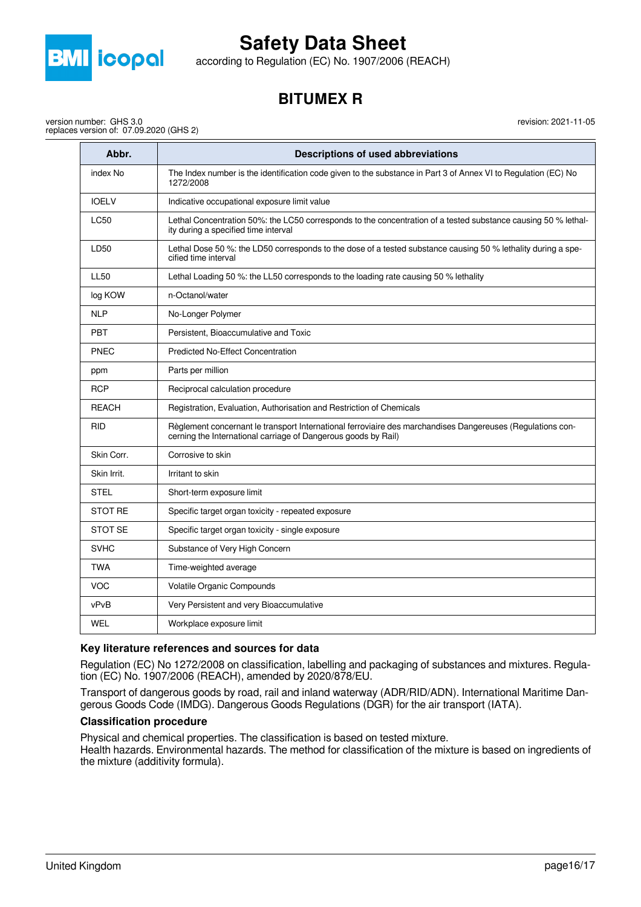| Abbr. | Descriptions of used abbreviations |
|---|---|
| index No | The Index number is the identification code given to the substance in Part 3 of Annex VI to Regulation (EC) No 1272/2008 |
| IOELV | Indicative occupational exposure limit value |
| LC50 | Lethal Concentration 50%: the LC50 corresponds to the concentration of a tested substance causing 50 % lethality during a specified time interval |
| LD50 | Lethal Dose 50 %: the LD50 corresponds to the dose of a tested substance causing 50 % lethality during a specified time interval |
| LL50 | Lethal Loading 50 %: the LL50 corresponds to the loading rate causing 50 % lethality |
| log KOW | n-Octanol/water |
| NLP | No-Longer Polymer |
| PBT | Persistent, Bioaccumulative and Toxic |
| PNEC | Predicted No-Effect Concentration |
| ppm | Parts per million |
| RCP | Reciprocal calculation procedure |
| REACH | Registration, Evaluation, Authorisation and Restriction of Chemicals |
| RID | Règlement concernant le transport International ferroviaire des marchandises Dangereuses (Regulations concerning the International carriage of Dangerous goods by Rail) |
| Skin Corr. | Corrosive to skin |
| Skin Irrit. | Irritant to skin |
| STEL | Short-term exposure limit |
| STOT RE | Specific target organ toxicity - repeated exposure |
| STOT SE | Specific target organ toxicity - single exposure |
| SVHC | Substance of Very High Concern |
| TWA | Time-weighted average |
| VOC | Volatile Organic Compounds |
| vPvB | Very Persistent and very Bioaccumulative |
| WEL | Workplace exposure limit |

### Key literature references and sources for data

Regulation (EC) No 1272/2008 on classification, labelling and packaging of substances and mixtures. Regulation (EC) No. 1907/2006 (REACH), amended by 2020/878/EU.

Transport of dangerous goods by road, rail and inland waterway (ADR/RID/ADN). International Maritime Dangerous Goods Code (IMDG). Dangerous Goods Regulations (DGR) for the air transport (IATA).

### Classification procedure

Physical and chemical properties. The classification is based on tested mixture.
Health hazards. Environmental hazards. The method for classification of the mixture is based on ingredients of the mixture (additivity formula).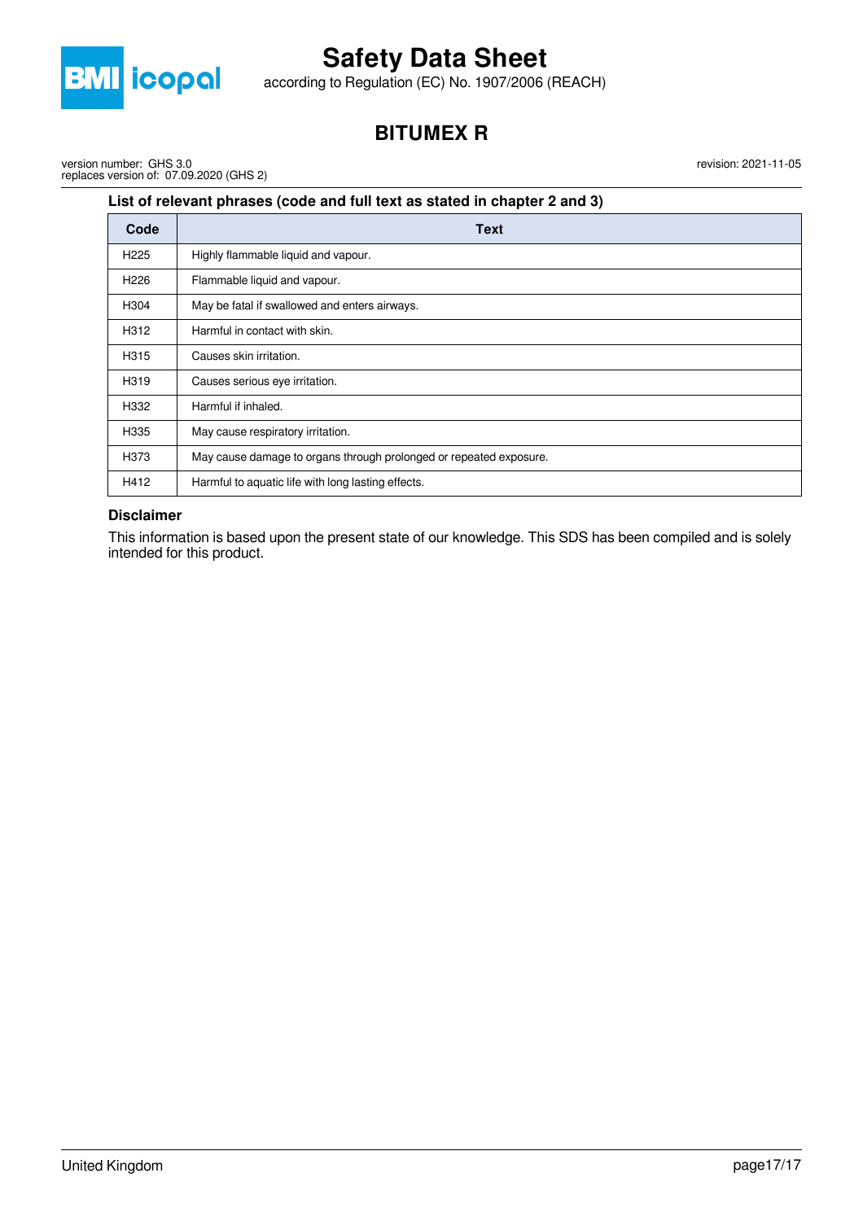**List of relevant phrases (code and full text as stated in chapter 2 and 3)**

| Code | Text |
|---|---|
| H225 | Highly flammable liquid and vapour. |
| H226 | Flammable liquid and vapour. |
| H304 | May be fatal if swallowed and enters airways. |
| H312 | Harmful in contact with skin. |
| H315 | Causes skin irritation. |
| H319 | Causes serious eye irritation. |
| H332 | Harmful if inhaled. |
| H335 | May cause respiratory irritation. |
| H373 | May cause damage to organs through prolonged or repeated exposure. |
| H412 | Harmful to aquatic life with long lasting effects. |

**Disclaimer**

This information is based upon the present state of our knowledge. This SDS has been compiled and is solely intended for this product.